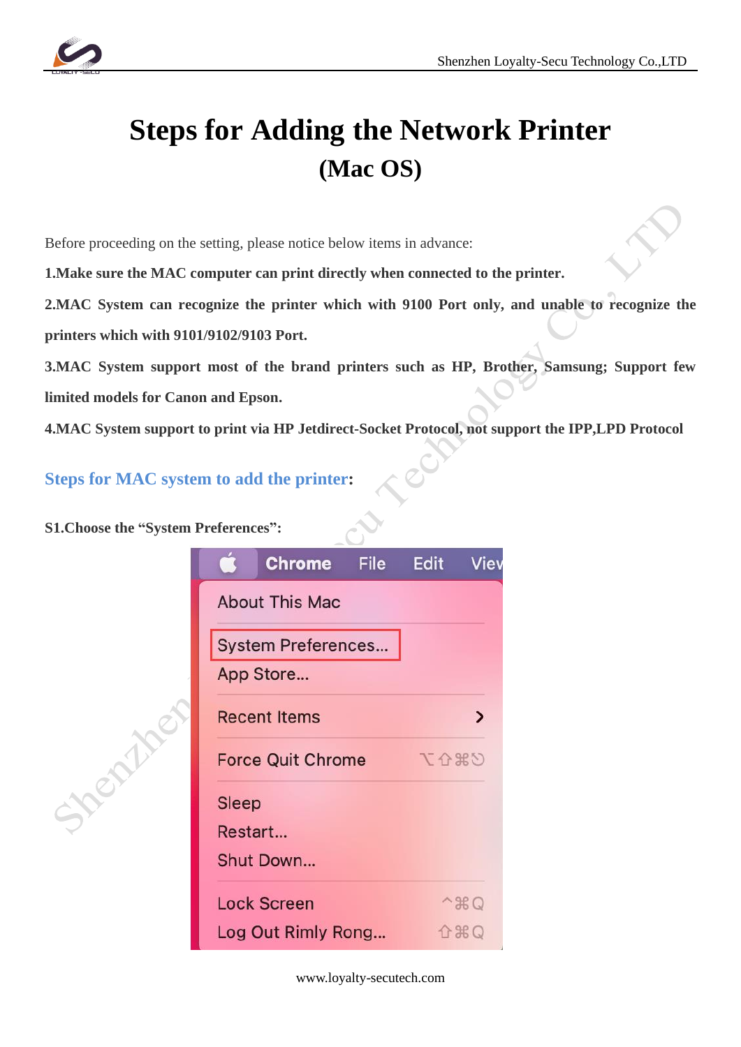# Steps for Adding the Network Printer

## (Mac OS)

Before proceeding on the setting, please notice below items in advance:

**1.Make sure the MAC computer can print directly when connected to the printer.**

**2.MAC System can recognize the printer which with 9100 Port only, and unable to recognize the printers which with 9101/9102/9103 Port.**

**3.MAC System support most of the brand printers such as HP, Brother, Samsung; Support few limited models for Canon and Epson.**

**4.MAC System support to print via HP Jetdirect-Socket Protocol, not support the IPP,LPD Protocol**

## Steps for MAC system to add the printer:

**S1.Choose the "System Preferences":**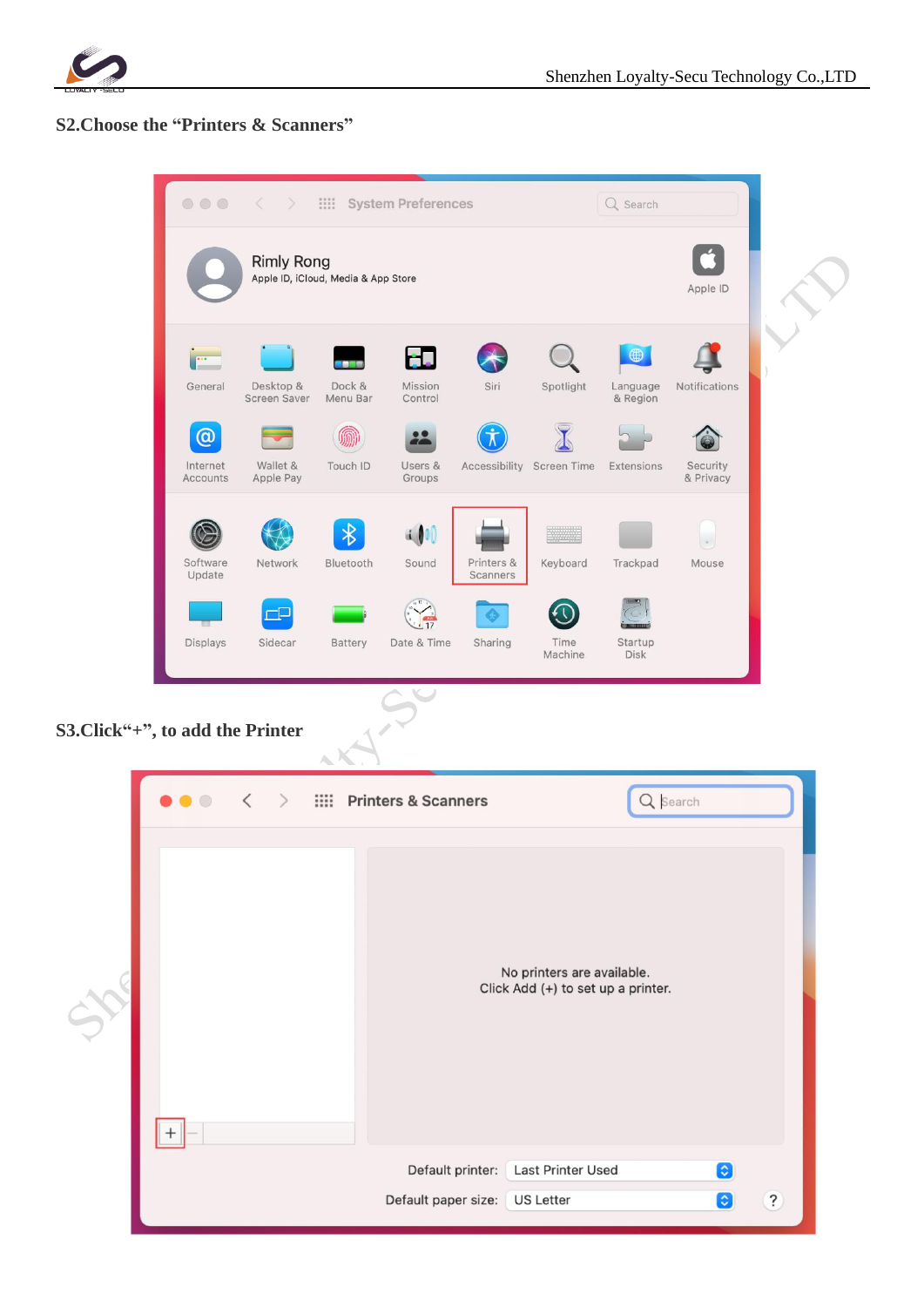## S2.Choose the “Printers & Scanners”

## S3.Click“+”, to add the Printer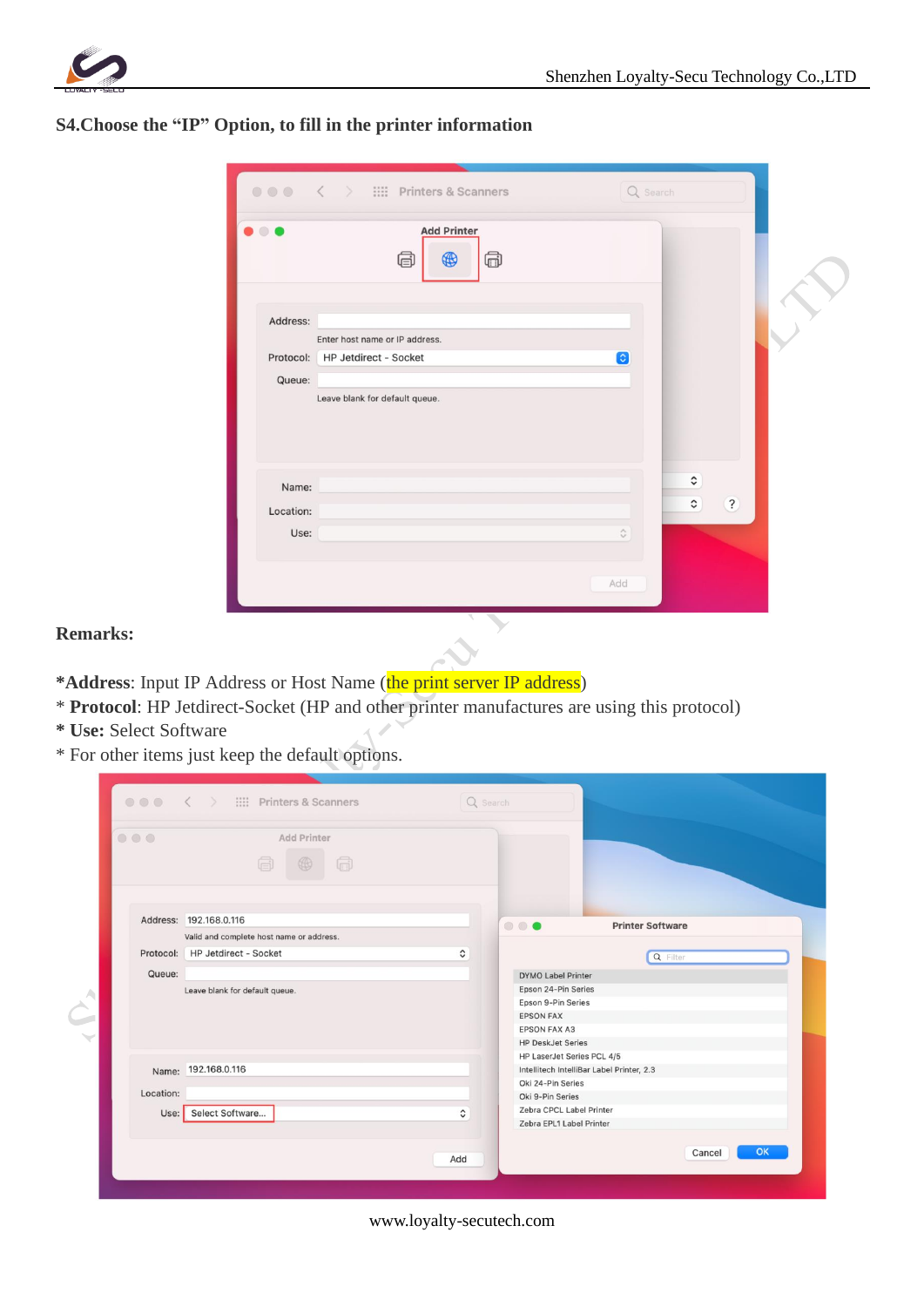**S4.Choose the "IP" Option, to fill in the printer information**

**Remarks:**

***Address**: Input IP Address or Host Name (the print server IP address)

* **Protocol**: HP Jetdirect-Socket (HP and other printer manufactures are using this protocol)

* **Use:** Select Software

* For other items just keep the default options.

www.loyalty-secutech.com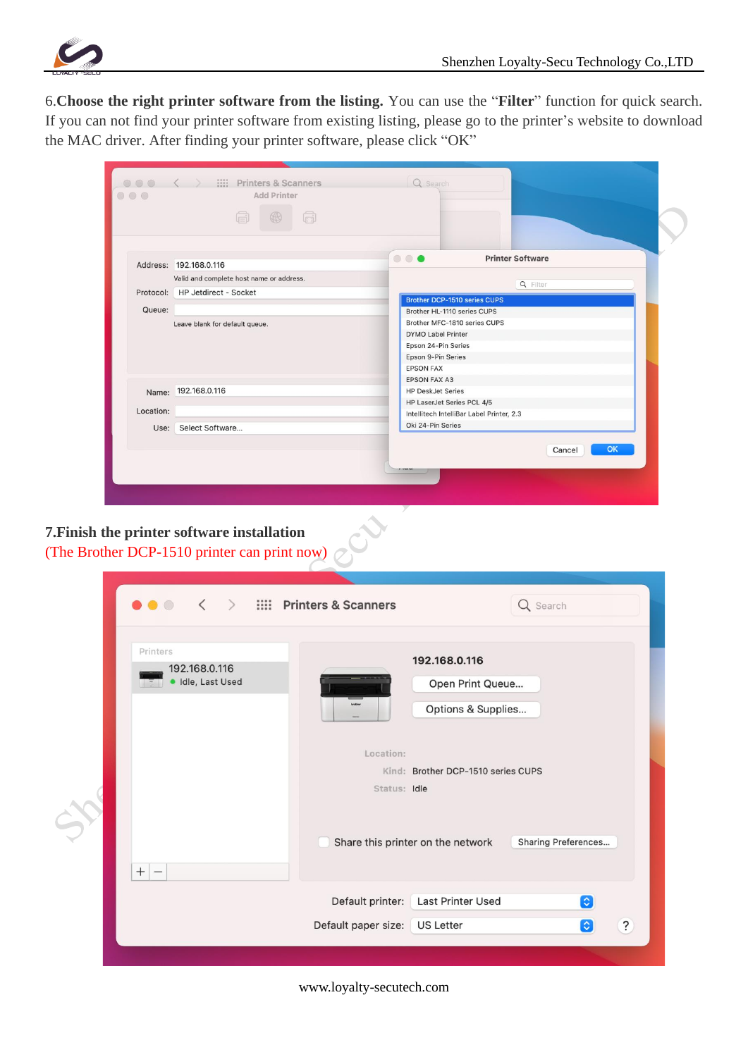6.**Choose the right printer software from the listing.** You can use the "**Filter**" function for quick search. If you can not find your printer software from existing listing, please go to the printer's website to download the MAC driver. After finding your printer software, please click "OK"

**7.Finish the printer software installation**

(The Brother DCP-1510 printer can print now)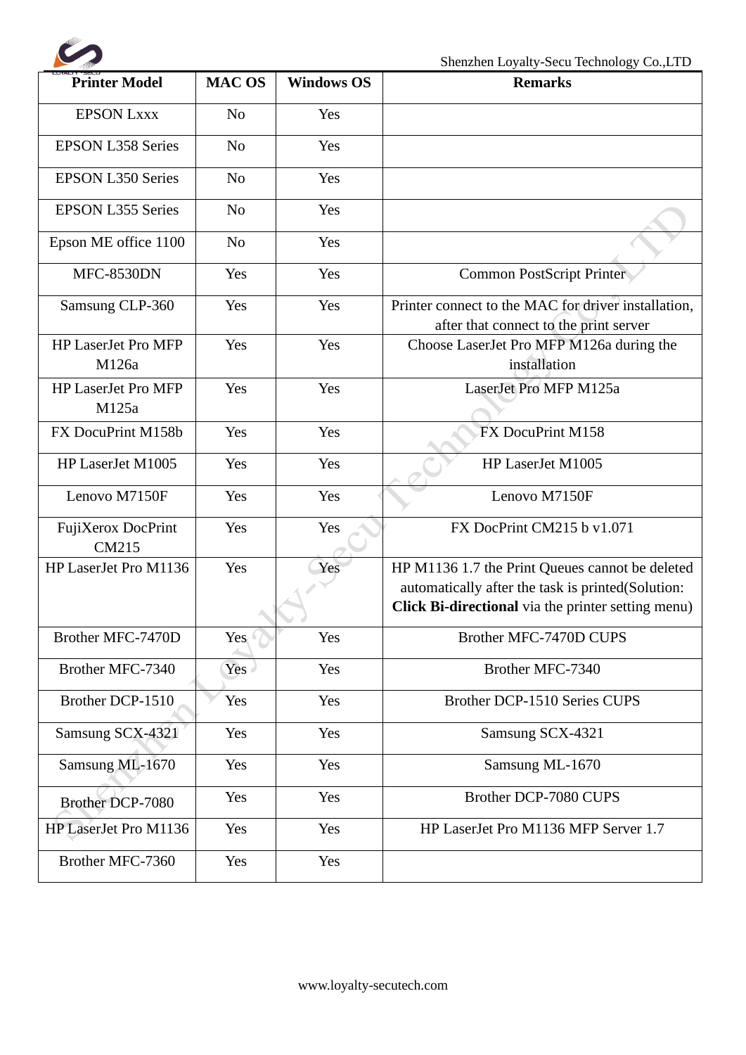| Printer Model | MAC OS | Windows OS | Remarks |
|---|---|---|---|
| EPSON Lxxx | No | Yes | |
| EPSON L358 Series | No | Yes | |
| EPSON L350 Series | No | Yes | |
| EPSON L355 Series | No | Yes | |
| Epson ME office 1100 | No | Yes | |
| MFC-8530DN | Yes | Yes | Common PostScript Printer |
| Samsung CLP-360 | Yes | Yes | Printer connect to the MAC for driver installation, after that connect to the print server |
| HP LaserJet Pro MFP M126a | Yes | Yes | Choose LaserJet Pro MFP M126a during the installation |
| HP LaserJet Pro MFP M125a | Yes | Yes | LaserJet Pro MFP M125a |
| FX DocuPrint M158b | Yes | Yes | FX DocuPrint M158 |
| HP LaserJet M1005 | Yes | Yes | HP LaserJet M1005 |
| Lenovo M7150F | Yes | Yes | Lenovo M7150F |
| FujiXerox DocPrint CM215 | Yes | Yes | FX DocPrint CM215 b v1.071 |
| HP LaserJet Pro M1136 | Yes | Yes | HP M1136 1.7 the Print Queues cannot be deleted automatically after the task is printed(Solution: **Click Bi-directional** via the printer setting menu) |
| Brother MFC-7470D | Yes | Yes | Brother MFC-7470D CUPS |
| Brother MFC-7340 | Yes | Yes | Brother MFC-7340 |
| Brother DCP-1510 | Yes | Yes | Brother DCP-1510 Series CUPS |
| Samsung SCX-4321 | Yes | Yes | Samsung SCX-4321 |
| Samsung ML-1670 | Yes | Yes | Samsung ML-1670 |
| Brother DCP-7080 | Yes | Yes | Brother DCP-7080 CUPS |
| HP LaserJet Pro M1136 | Yes | Yes | HP LaserJet Pro M1136 MFP Server 1.7 |
| Brother MFC-7360 | Yes | Yes | |